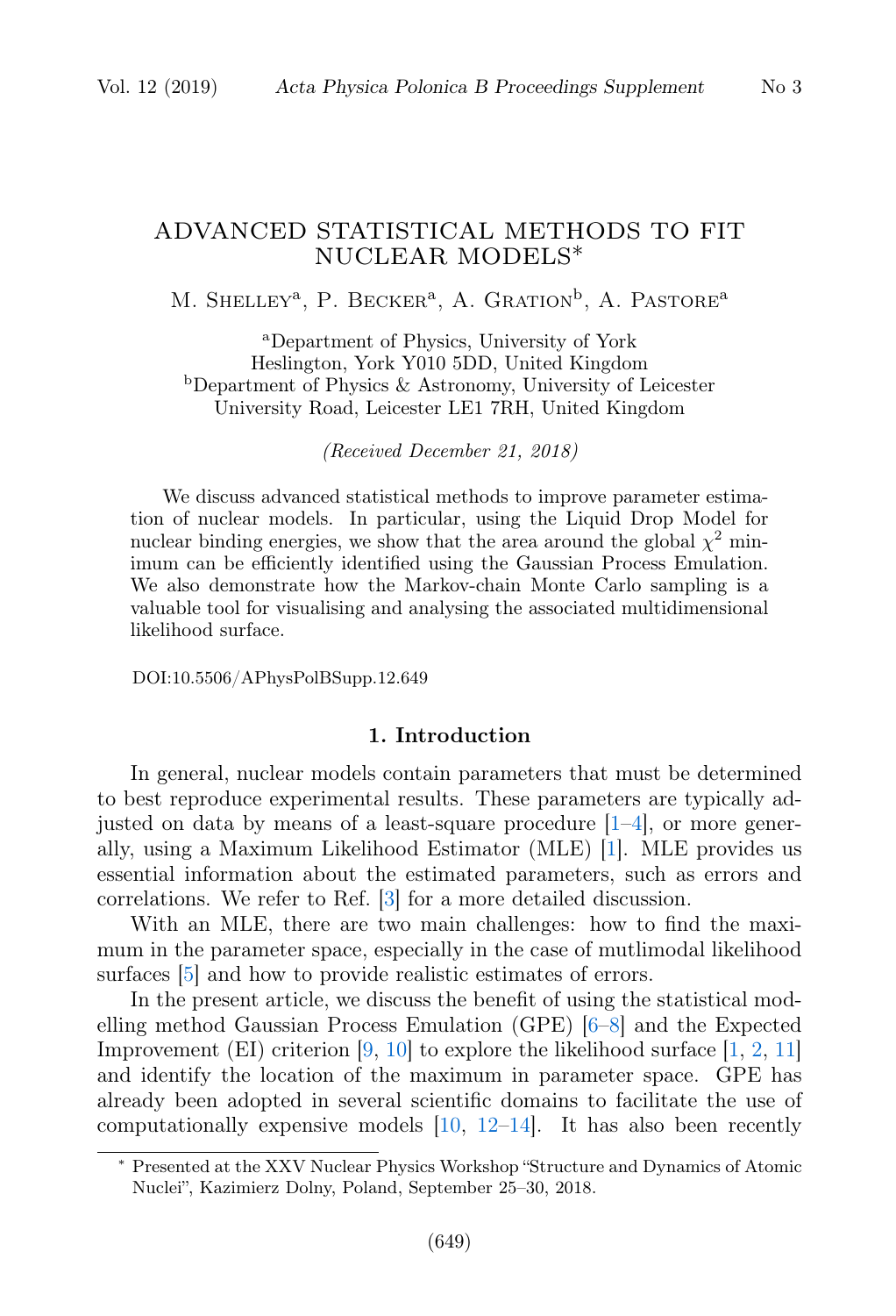# ADVANCED STATISTICAL METHODS TO FIT NUCLEAR MODELS*

M. Shelley[a], P. Becker[a], A. Gration[b], A. Pastore[a]

[a]Department of Physics, University of York
Heslington, York Y010 5DD, United Kingdom
[b]Department of Physics & Astronomy, University of Leicester
University Road, Leicester LE1 7RH, United Kingdom

*(Received December 21, 2018)*

We discuss advanced statistical methods to improve parameter estimation of nuclear models. In particular, using the Liquid Drop Model for nuclear binding energies, we show that the area around the global $\chi^2$ minimum can be efficiently identified using the Gaussian Process Emulation. We also demonstrate how the Markov-chain Monte Carlo sampling is a valuable tool for visualising and analysing the associated multidimensional likelihood surface.

DOI:10.5506/APhysPolBSupp.12.649

## 1. Introduction

In general, nuclear models contain parameters that must be determined to best reproduce experimental results. These parameters are typically adjusted on data by means of a least-square procedure [1–4], or more generally, using a Maximum Likelihood Estimator (MLE) [1]. MLE provides us essential information about the estimated parameters, such as errors and correlations. We refer to Ref. [3] for a more detailed discussion.

With an MLE, there are two main challenges: how to find the maximum in the parameter space, especially in the case of mutlimodal likelihood surfaces [5] and how to provide realistic estimates of errors.

In the present article, we discuss the benefit of using the statistical modelling method Gaussian Process Emulation (GPE) [6–8] and the Expected Improvement (EI) criterion [9, 10] to explore the likelihood surface [1, 2, 11] and identify the location of the maximum in parameter space. GPE has already been adopted in several scientific domains to facilitate the use of computationally expensive models [10, 12–14]. It has also been recently

* Presented at the XXV Nuclear Physics Workshop "Structure and Dynamics of Atomic Nuclei", Kazimierz Dolny, Poland, September 25–30, 2018.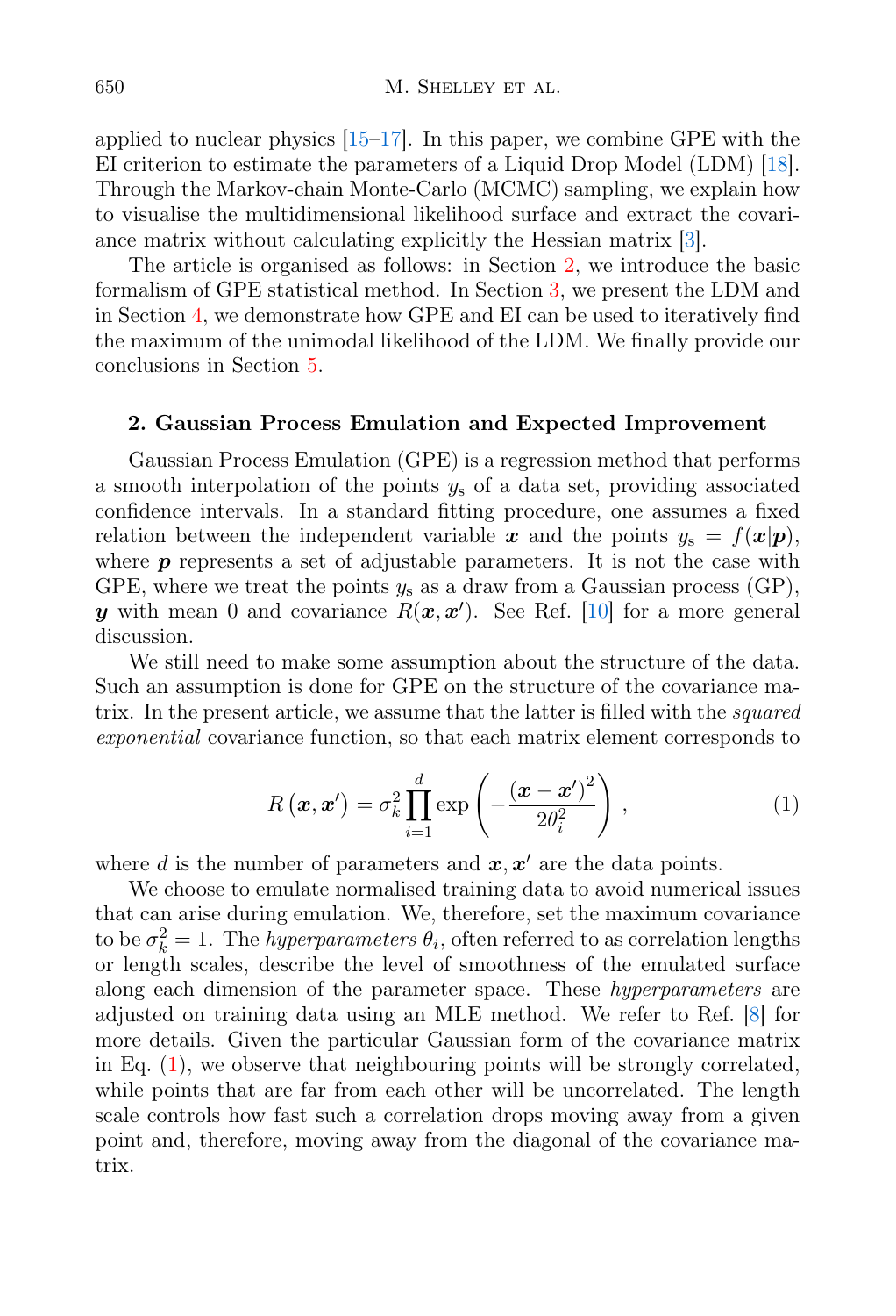applied to nuclear physics [15–17]. In this paper, we combine GPE with the EI criterion to estimate the parameters of a Liquid Drop Model (LDM) [18]. Through the Markov-chain Monte-Carlo (MCMC) sampling, we explain how to visualise the multidimensional likelihood surface and extract the covariance matrix without calculating explicitly the Hessian matrix [3].

The article is organised as follows: in Section 2, we introduce the basic formalism of GPE statistical method. In Section 3, we present the LDM and in Section 4, we demonstrate how GPE and EI can be used to iteratively find the maximum of the unimodal likelihood of the LDM. We finally provide our conclusions in Section 5.

## 2. Gaussian Process Emulation and Expected Improvement

Gaussian Process Emulation (GPE) is a regression method that performs a smooth interpolation of the points $y_{\mathrm{s}}$ of a data set, providing associated confidence intervals. In a standard fitting procedure, one assumes a fixed relation between the independent variable $\boldsymbol{x}$ and the points $y_{\mathrm{s}} = f(\boldsymbol{x}|\boldsymbol{p})$, where $\boldsymbol{p}$ represents a set of adjustable parameters. It is not the case with GPE, where we treat the points $y_{\mathrm{s}}$ as a draw from a Gaussian process (GP), $\boldsymbol{y}$ with mean 0 and covariance $R(\boldsymbol{x}, \boldsymbol{x}')$. See Ref. [10] for a more general discussion.

We still need to make some assumption about the structure of the data. Such an assumption is done for GPE on the structure of the covariance matrix. In the present article, we assume that the latter is filled with the *squared exponential* covariance function, so that each matrix element corresponds to

$$R\left(\boldsymbol{x}, \boldsymbol{x}'\right) = \sigma_k^2 \prod_{i=1}^{d} \exp\left(-\frac{\left(\boldsymbol{x} - \boldsymbol{x}'\right)^2}{2\theta_i^2}\right), \tag{1}$$

where $d$ is the number of parameters and $\boldsymbol{x}, \boldsymbol{x}'$ are the data points.

We choose to emulate normalised training data to avoid numerical issues that can arise during emulation. We, therefore, set the maximum covariance to be $\sigma_k^2 = 1$. The *hyperparameters* $\theta_i$, often referred to as correlation lengths or length scales, describe the level of smoothness of the emulated surface along each dimension of the parameter space. These *hyperparameters* are adjusted on training data using an MLE method. We refer to Ref. [8] for more details. Given the particular Gaussian form of the covariance matrix in Eq. (1), we observe that neighbouring points will be strongly correlated, while points that are far from each other will be uncorrelated. The length scale controls how fast such a correlation drops moving away from a given point and, therefore, moving away from the diagonal of the covariance matrix.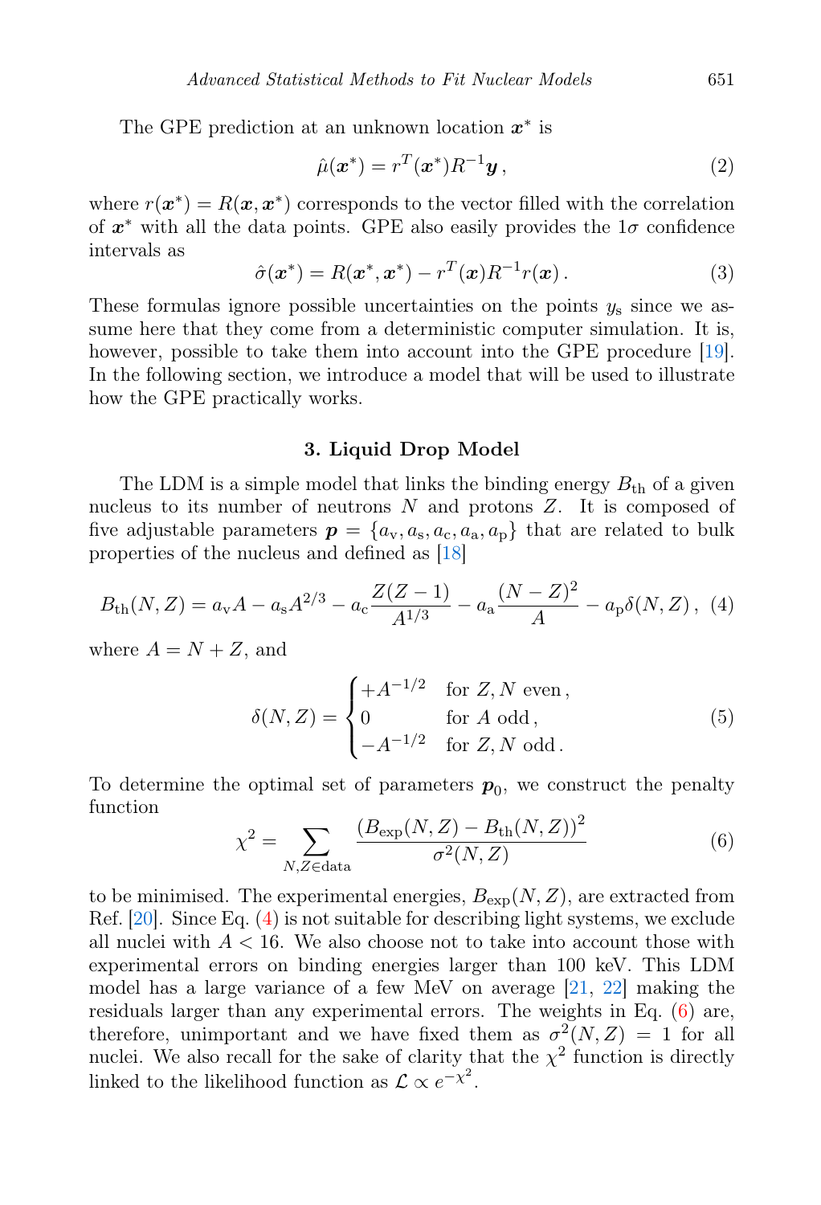The GPE prediction at an unknown location $\boldsymbol{x}^*$ is

$$\hat{\mu}(\boldsymbol{x}^*) = r^T(\boldsymbol{x}^*)R^{-1}\boldsymbol{y}\,, \tag{2}$$

where $r(\boldsymbol{x}^*) = R(\boldsymbol{x}, \boldsymbol{x}^*)$ corresponds to the vector filled with the correlation of $\boldsymbol{x}^*$ with all the data points. GPE also easily provides the $1\sigma$ confidence intervals as

$$\hat{\sigma}(\boldsymbol{x}^*) = R(\boldsymbol{x}^*, \boldsymbol{x}^*) - r^T(\boldsymbol{x})R^{-1}r(\boldsymbol{x})\,. \tag{3}$$

These formulas ignore possible uncertainties on the points $y_{\mathrm{s}}$ since we assume here that they come from a deterministic computer simulation. It is, however, possible to take them into account into the GPE procedure [19]. In the following section, we introduce a model that will be used to illustrate how the GPE practically works.

## 3. Liquid Drop Model

The LDM is a simple model that links the binding energy $B_{\mathrm{th}}$ of a given nucleus to its number of neutrons $N$ and protons $Z$. It is composed of five adjustable parameters $\boldsymbol{p} = \{a_{\mathrm{v}}, a_{\mathrm{s}}, a_{\mathrm{c}}, a_{\mathrm{a}}, a_{\mathrm{p}}\}$ that are related to bulk properties of the nucleus and defined as [18]

$$B_{\mathrm{th}}(N,Z) = a_{\mathrm{v}}A - a_{\mathrm{s}}A^{2/3} - a_{\mathrm{c}}\frac{Z(Z-1)}{A^{1/3}} - a_{\mathrm{a}}\frac{(N-Z)^2}{A} - a_{\mathrm{p}}\delta(N,Z)\,, \tag{4}$$

where $A = N + Z$, and

$$\delta(N,Z) = \begin{cases} +A^{-1/2} & \text{for } Z, N \text{ even}\,, \\ 0 & \text{for } A \text{ odd}\,, \\ -A^{-1/2} & \text{for } Z, N \text{ odd}\,. \end{cases} \tag{5}$$

To determine the optimal set of parameters $\boldsymbol{p}_0$, we construct the penalty function

$$\chi^2 = \sum_{N,Z \in \mathrm{data}} \frac{(B_{\mathrm{exp}}(N,Z) - B_{\mathrm{th}}(N,Z))^2}{\sigma^2(N,Z)} \tag{6}$$

to be minimised. The experimental energies, $B_{\mathrm{exp}}(N,Z)$, are extracted from Ref. [20]. Since Eq. (4) is not suitable for describing light systems, we exclude all nuclei with $A < 16$. We also choose not to take into account those with experimental errors on binding energies larger than 100 keV. This LDM model has a large variance of a few MeV on average [21, 22] making the residuals larger than any experimental errors. The weights in Eq. (6) are, therefore, unimportant and we have fixed them as $\sigma^2(N,Z) = 1$ for all nuclei. We also recall for the sake of clarity that the $\chi^2$ function is directly linked to the likelihood function as $\mathcal{L} \propto e^{-\chi^2}$.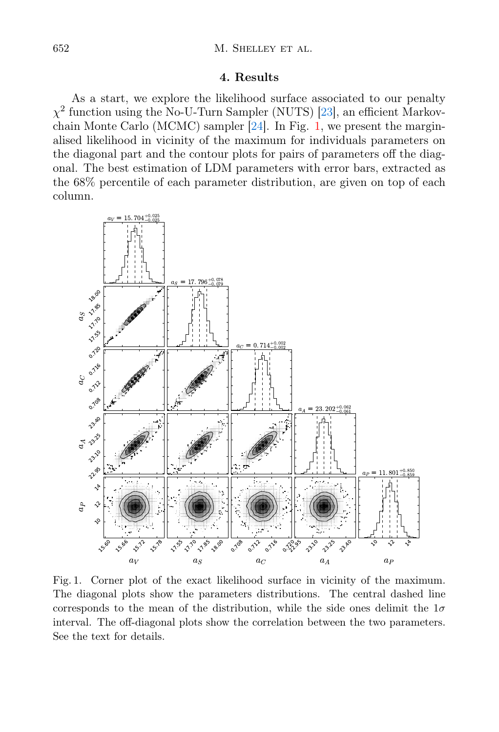## 4. Results

As a start, we explore the likelihood surface associated to our penalty $\chi^2$ function using the No-U-Turn Sampler (NUTS) [23], an efficient Markov-chain Monte Carlo (MCMC) sampler [24]. In Fig. 1, we present the marginalised likelihood in vicinity of the maximum for individuals parameters on the diagonal part and the contour plots for pairs of parameters off the diagonal. The best estimation of LDM parameters with error bars, extracted as the 68% percentile of each parameter distribution, are given on top of each column.

Fig. 1. Corner plot of the exact likelihood surface in vicinity of the maximum. The diagonal plots show the parameters distributions. The central dashed line corresponds to the mean of the distribution, while the side ones delimit the $1\sigma$ interval. The off-diagonal plots show the correlation between the two parameters. See the text for details.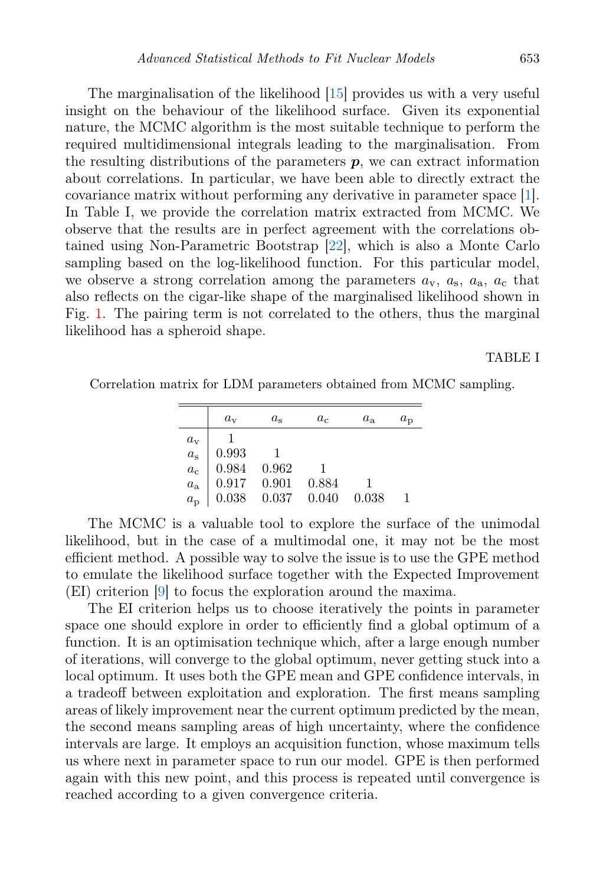The marginalisation of the likelihood [15] provides us with a very useful insight on the behaviour of the likelihood surface. Given its exponential nature, the MCMC algorithm is the most suitable technique to perform the required multidimensional integrals leading to the marginalisation. From the resulting distributions of the parameters $\boldsymbol{p}$, we can extract information about correlations. In particular, we have been able to directly extract the covariance matrix without performing any derivative in parameter space [1]. In Table I, we provide the correlation matrix extracted from MCMC. We observe that the results are in perfect agreement with the correlations obtained using Non-Parametric Bootstrap [22], which is also a Monte Carlo sampling based on the log-likelihood function. For this particular model, we observe a strong correlation among the parameters $a_{\mathrm{v}}$, $a_{\mathrm{s}}$, $a_{\mathrm{a}}$, $a_{\mathrm{c}}$ that also reflects on the cigar-like shape of the marginalised likelihood shown in Fig. 1. The pairing term is not correlated to the others, thus the marginal likelihood has a spheroid shape.

TABLE I

Correlation matrix for LDM parameters obtained from MCMC sampling.

| | $a_{\mathrm{v}}$ | $a_{\mathrm{s}}$ | $a_{\mathrm{c}}$ | $a_{\mathrm{a}}$ | $a_{\mathrm{p}}$ |
|---|---|---|---|---|---|
| $a_{\mathrm{v}}$ | 1 | | | | |
| $a_{\mathrm{s}}$ | 0.993 | 1 | | | |
| $a_{\mathrm{c}}$ | 0.984 | 0.962 | 1 | | |
| $a_{\mathrm{a}}$ | 0.917 | 0.901 | 0.884 | 1 | |
| $a_{\mathrm{p}}$ | 0.038 | 0.037 | 0.040 | 0.038 | 1 |

The MCMC is a valuable tool to explore the surface of the unimodal likelihood, but in the case of a multimodal one, it may not be the most efficient method. A possible way to solve the issue is to use the GPE method to emulate the likelihood surface together with the Expected Improvement (EI) criterion [9] to focus the exploration around the maxima.

The EI criterion helps us to choose iteratively the points in parameter space one should explore in order to efficiently find a global optimum of a function. It is an optimisation technique which, after a large enough number of iterations, will converge to the global optimum, never getting stuck into a local optimum. It uses both the GPE mean and GPE confidence intervals, in a tradeoff between exploitation and exploration. The first means sampling areas of likely improvement near the current optimum predicted by the mean, the second means sampling areas of high uncertainty, where the confidence intervals are large. It employs an acquisition function, whose maximum tells us where next in parameter space to run our model. GPE is then performed again with this new point, and this process is repeated until convergence is reached according to a given convergence criteria.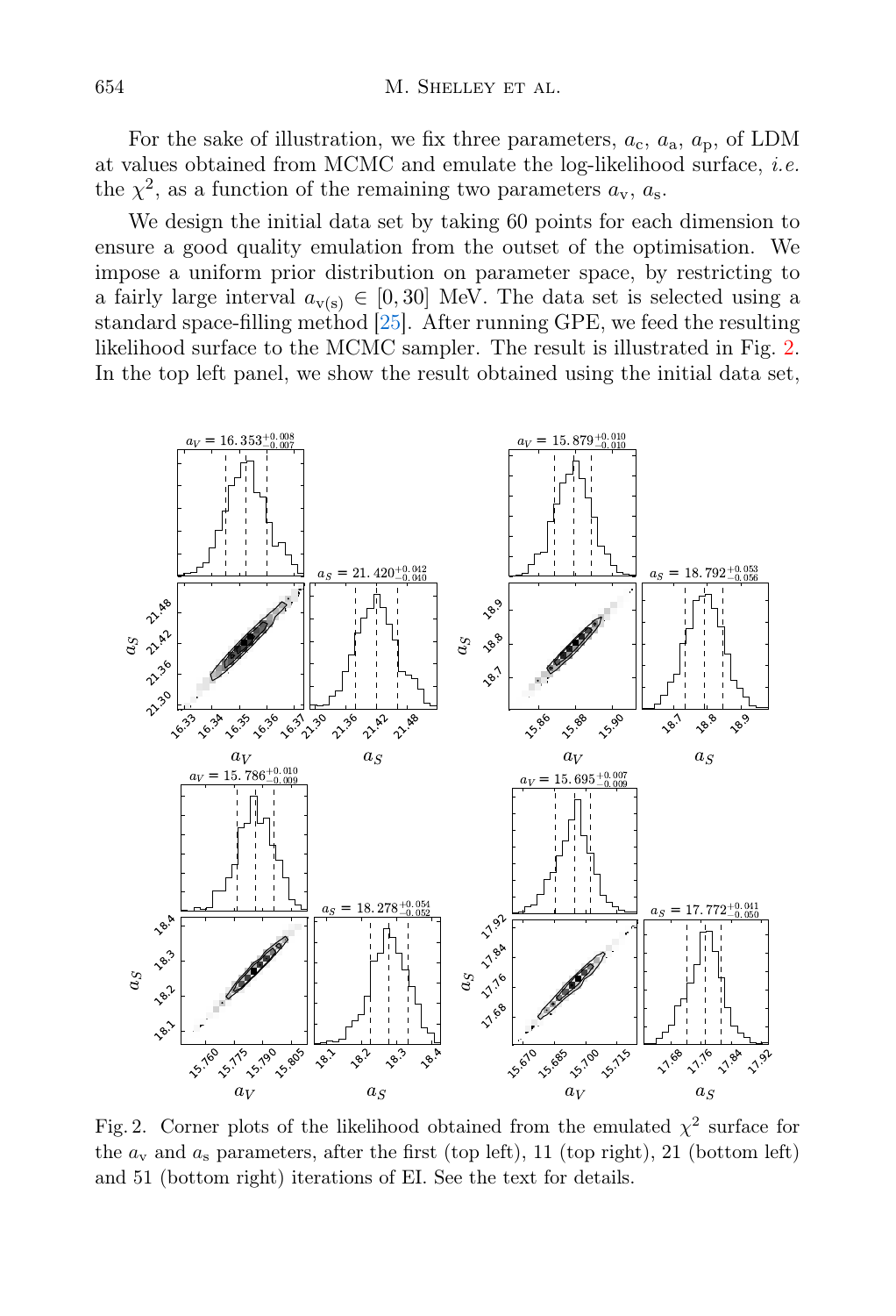For the sake of illustration, we fix three parameters, $a_c$, $a_a$, $a_p$, of LDM at values obtained from MCMC and emulate the log-likelihood surface, *i.e.* the $\chi^2$, as a function of the remaining two parameters $a_v$, $a_s$.

We design the initial data set by taking 60 points for each dimension to ensure a good quality emulation from the outset of the optimisation. We impose a uniform prior distribution on parameter space, by restricting to a fairly large interval $a_{v(s)} \in [0, 30]$ MeV. The data set is selected using a standard space-filling method [25]. After running GPE, we feed the resulting likelihood surface to the MCMC sampler. The result is illustrated in Fig. 2. In the top left panel, we show the result obtained using the initial data set,

Fig. 2. Corner plots of the likelihood obtained from the emulated $\chi^2$ surface for the $a_v$ and $a_s$ parameters, after the first (top left), 11 (top right), 21 (bottom left) and 51 (bottom right) iterations of EI. See the text for details.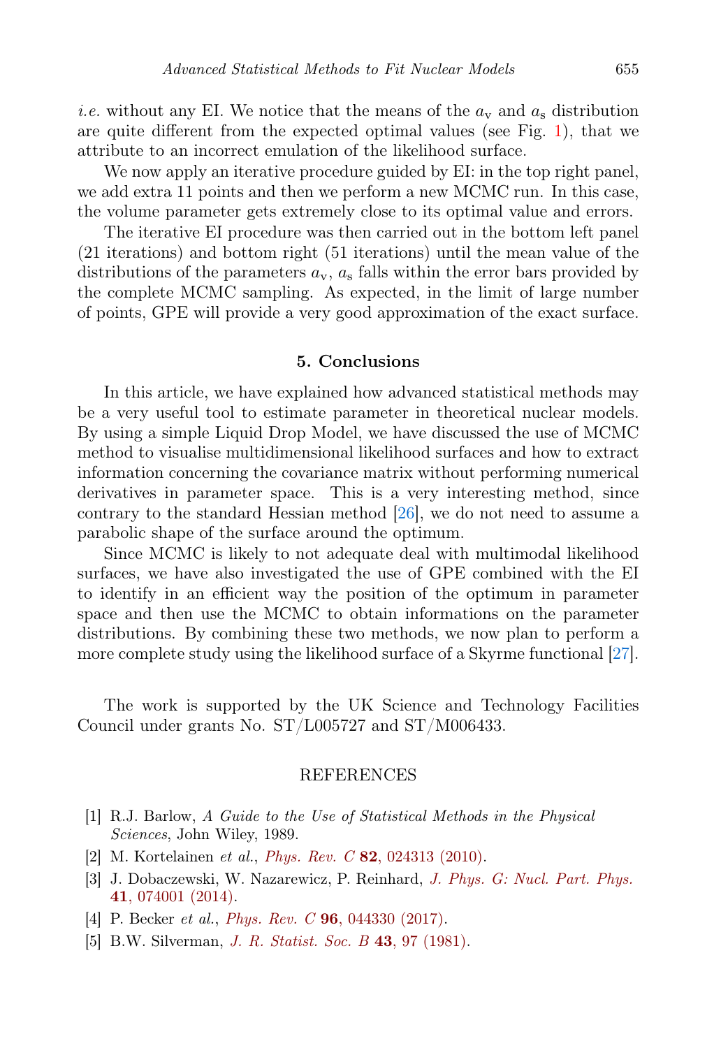*i.e.* without any EI. We notice that the means of the $a_{\rm v}$ and $a_{\rm s}$ distribution are quite different from the expected optimal values (see Fig. 1), that we attribute to an incorrect emulation of the likelihood surface.

We now apply an iterative procedure guided by EI: in the top right panel, we add extra 11 points and then we perform a new MCMC run. In this case, the volume parameter gets extremely close to its optimal value and errors.

The iterative EI procedure was then carried out in the bottom left panel (21 iterations) and bottom right (51 iterations) until the mean value of the distributions of the parameters $a_{\rm v}$, $a_{\rm s}$ falls within the error bars provided by the complete MCMC sampling. As expected, in the limit of large number of points, GPE will provide a very good approximation of the exact surface.

## 5. Conclusions

In this article, we have explained how advanced statistical methods may be a very useful tool to estimate parameter in theoretical nuclear models. By using a simple Liquid Drop Model, we have discussed the use of MCMC method to visualise multidimensional likelihood surfaces and how to extract information concerning the covariance matrix without performing numerical derivatives in parameter space. This is a very interesting method, since contrary to the standard Hessian method [26], we do not need to assume a parabolic shape of the surface around the optimum.

Since MCMC is likely to not adequate deal with multimodal likelihood surfaces, we have also investigated the use of GPE combined with the EI to identify in an efficient way the position of the optimum in parameter space and then use the MCMC to obtain informations on the parameter distributions. By combining these two methods, we now plan to perform a more complete study using the likelihood surface of a Skyrme functional [27].

The work is supported by the UK Science and Technology Facilities Council under grants No. ST/L005727 and ST/M006433.

## REFERENCES

[1] R.J. Barlow, *A Guide to the Use of Statistical Methods in the Physical Sciences*, John Wiley, 1989.

[2] M. Kortelainen *et al.*, *Phys. Rev. C* **82**, 024313 (2010).

[3] J. Dobaczewski, W. Nazarewicz, P. Reinhard, *J. Phys. G: Nucl. Part. Phys.* **41**, 074001 (2014).

[4] P. Becker *et al.*, *Phys. Rev. C* **96**, 044330 (2017).

[5] B.W. Silverman, *J. R. Statist. Soc. B* **43**, 97 (1981).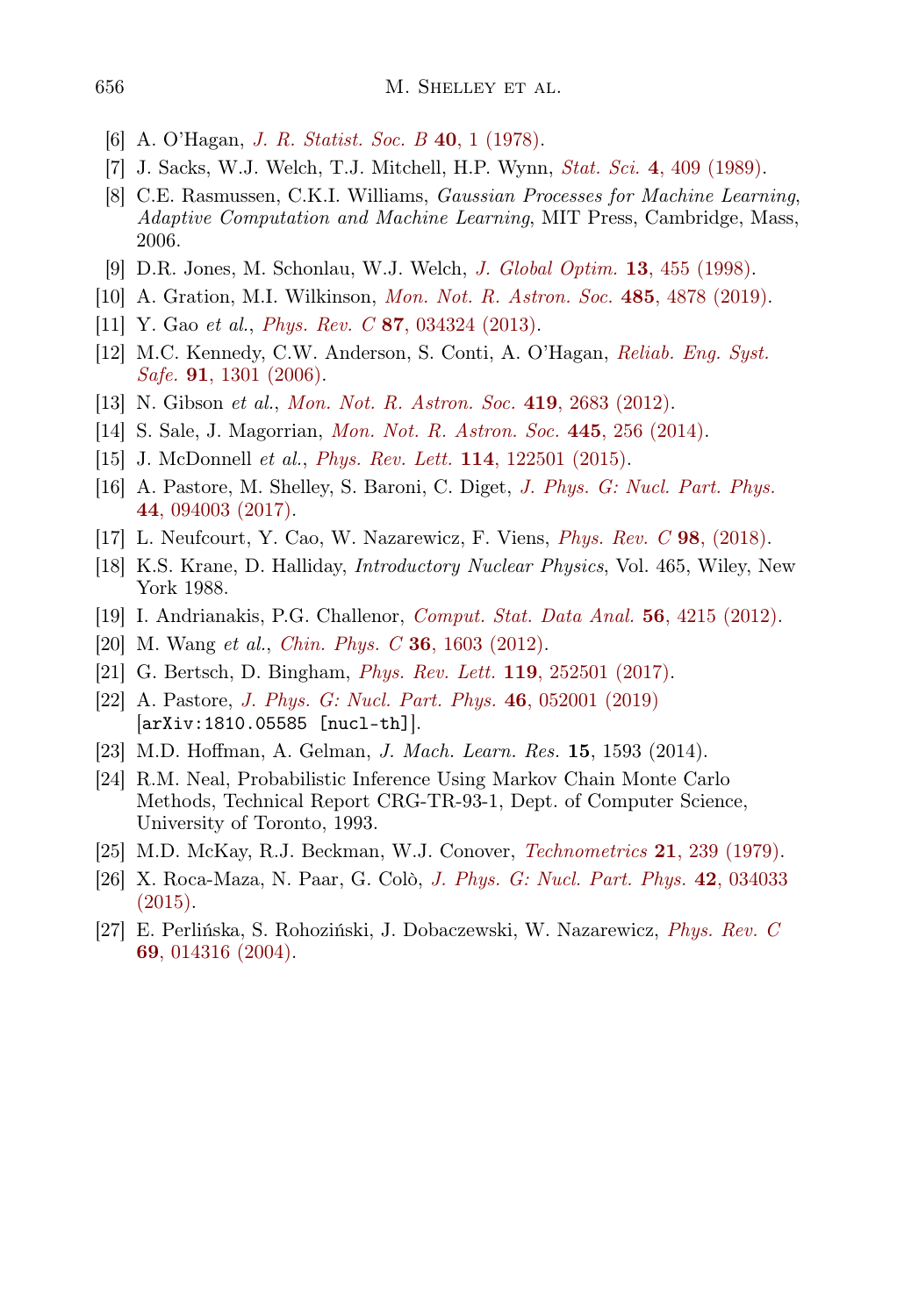[6] A. O'Hagan, *J. R. Statist. Soc. B* **40**, 1 (1978).

[7] J. Sacks, W.J. Welch, T.J. Mitchell, H.P. Wynn, *Stat. Sci.* **4**, 409 (1989).

[8] C.E. Rasmussen, C.K.I. Williams, *Gaussian Processes for Machine Learning*, *Adaptive Computation and Machine Learning*, MIT Press, Cambridge, Mass, 2006.

[9] D.R. Jones, M. Schonlau, W.J. Welch, *J. Global Optim.* **13**, 455 (1998).

[10] A. Gration, M.I. Wilkinson, *Mon. Not. R. Astron. Soc.* **485**, 4878 (2019).

[11] Y. Gao *et al.*, *Phys. Rev. C* **87**, 034324 (2013).

[12] M.C. Kennedy, C.W. Anderson, S. Conti, A. O'Hagan, *Reliab. Eng. Syst. Safe.* **91**, 1301 (2006).

[13] N. Gibson *et al.*, *Mon. Not. R. Astron. Soc.* **419**, 2683 (2012).

[14] S. Sale, J. Magorrian, *Mon. Not. R. Astron. Soc.* **445**, 256 (2014).

[15] J. McDonnell *et al.*, *Phys. Rev. Lett.* **114**, 122501 (2015).

[16] A. Pastore, M. Shelley, S. Baroni, C. Diget, *J. Phys. G: Nucl. Part. Phys.* **44**, 094003 (2017).

[17] L. Neufcourt, Y. Cao, W. Nazarewicz, F. Viens, *Phys. Rev. C* **98**, (2018).

[18] K.S. Krane, D. Halliday, *Introductory Nuclear Physics*, Vol. 465, Wiley, New York 1988.

[19] I. Andrianakis, P.G. Challenor, *Comput. Stat. Data Anal.* **56**, 4215 (2012).

[20] M. Wang *et al.*, *Chin. Phys. C* **36**, 1603 (2012).

[21] G. Bertsch, D. Bingham, *Phys. Rev. Lett.* **119**, 252501 (2017).

[22] A. Pastore, *J. Phys. G: Nucl. Part. Phys.* **46**, 052001 (2019) [arXiv:1810.05585 [nucl-th]].

[23] M.D. Hoffman, A. Gelman, *J. Mach. Learn. Res.* **15**, 1593 (2014).

[24] R.M. Neal, Probabilistic Inference Using Markov Chain Monte Carlo Methods, Technical Report CRG-TR-93-1, Dept. of Computer Science, University of Toronto, 1993.

[25] M.D. McKay, R.J. Beckman, W.J. Conover, *Technometrics* **21**, 239 (1979).

[26] X. Roca-Maza, N. Paar, G. Colò, *J. Phys. G: Nucl. Part. Phys.* **42**, 034033 (2015).

[27] E. Perlińska, S. Rohoziński, J. Dobaczewski, W. Nazarewicz, *Phys. Rev. C* **69**, 014316 (2004).